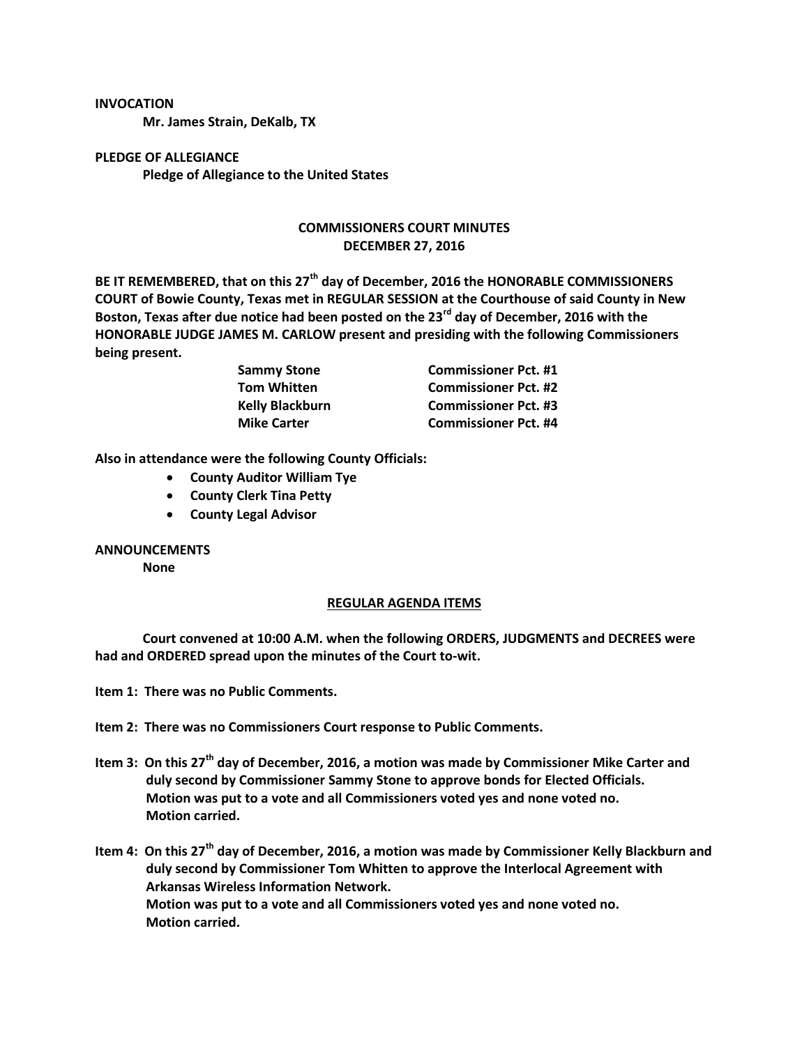**INVOCATION**

**Mr. James Strain, DeKalb, TX**

**PLEDGE OF ALLEGIANCE**

**Pledge of Allegiance to the United States**

**COMMISSIONERS COURT MINUTES**
**DECEMBER 27, 2016**

**BE IT REMEMBERED, that on this 27th day of December, 2016 the HONORABLE COMMISSIONERS COURT of Bowie County, Texas met in REGULAR SESSION at the Courthouse of said County in New Boston, Texas after due notice had been posted on the 23rd day of December, 2016 with the HONORABLE JUDGE JAMES M. CARLOW present and presiding with the following Commissioners being present.**

| | |
|---|---|
| **Sammy Stone** | **Commissioner Pct. #1** |
| **Tom Whitten** | **Commissioner Pct. #2** |
| **Kelly Blackburn** | **Commissioner Pct. #3** |
| **Mike Carter** | **Commissioner Pct. #4** |

**Also in attendance were the following County Officials:**

- **County Auditor William Tye**
- **County Clerk Tina Petty**
- **County Legal Advisor**

**ANNOUNCEMENTS**

**None**

**REGULAR AGENDA ITEMS**

**Court convened at 10:00 A.M. when the following ORDERS, JUDGMENTS and DECREES were had and ORDERED spread upon the minutes of the Court to-wit.**

**Item 1: There was no Public Comments.**

**Item 2: There was no Commissioners Court response to Public Comments.**

**Item 3: On this 27th day of December, 2016, a motion was made by Commissioner Mike Carter and duly second by Commissioner Sammy Stone to approve bonds for Elected Officials. Motion was put to a vote and all Commissioners voted yes and none voted no. Motion carried.**

**Item 4: On this 27th day of December, 2016, a motion was made by Commissioner Kelly Blackburn and duly second by Commissioner Tom Whitten to approve the Interlocal Agreement with Arkansas Wireless Information Network. Motion was put to a vote and all Commissioners voted yes and none voted no. Motion carried.**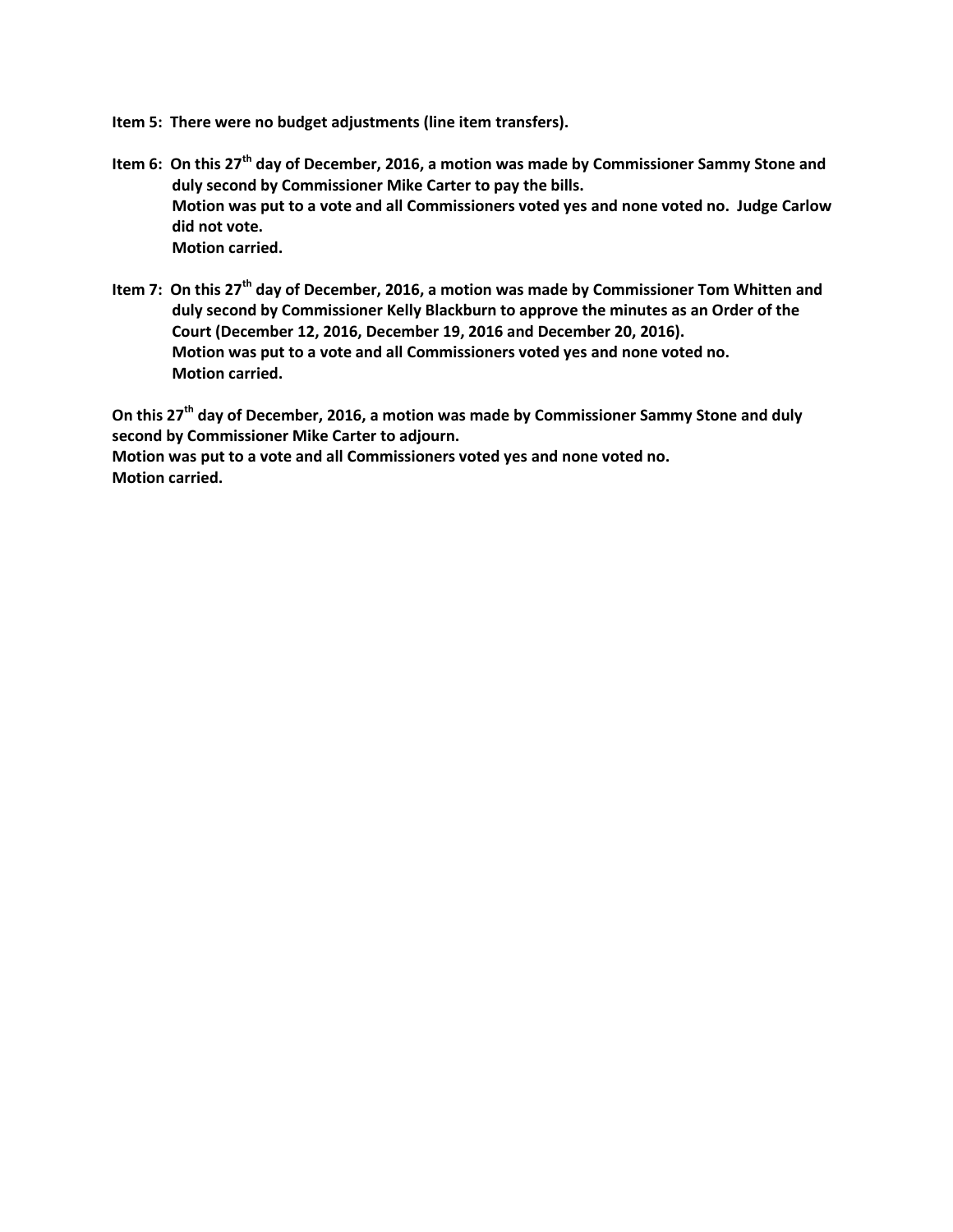**Item 5: There were no budget adjustments (line item transfers).**

**Item 6: On this 27th day of December, 2016, a motion was made by Commissioner Sammy Stone and duly second by Commissioner Mike Carter to pay the bills.**
**Motion was put to a vote and all Commissioners voted yes and none voted no. Judge Carlow did not vote.**
**Motion carried.**

**Item 7: On this 27th day of December, 2016, a motion was made by Commissioner Tom Whitten and duly second by Commissioner Kelly Blackburn to approve the minutes as an Order of the Court (December 12, 2016, December 19, 2016 and December 20, 2016).**
**Motion was put to a vote and all Commissioners voted yes and none voted no.**
**Motion carried.**

**On this 27th day of December, 2016, a motion was made by Commissioner Sammy Stone and duly second by Commissioner Mike Carter to adjourn.**
**Motion was put to a vote and all Commissioners voted yes and none voted no.**
**Motion carried.**